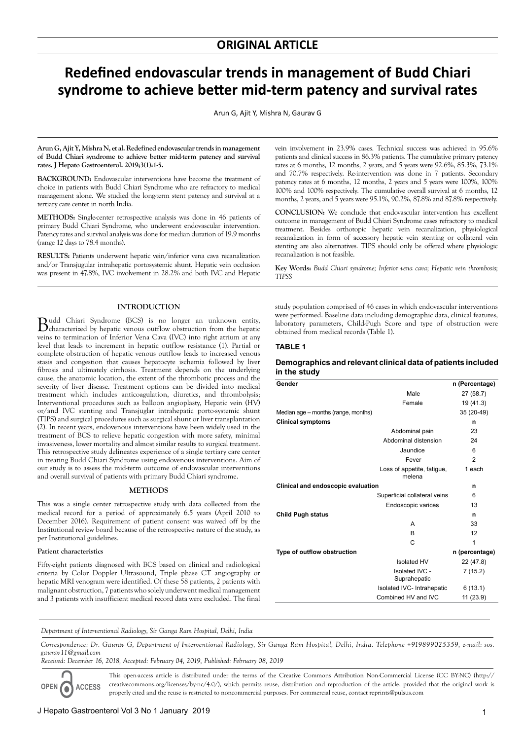**ORIGINAL ARTICLE**

# Redefined endovascular trends in management of Budd Chiari syndrome to achieve better mid-term patency and survival rates

Arun G, Ajit Y, Mishra N, Gaurav G

**Arun G, Ajit Y, Mishra N, et al. Redefined endovascular trends in management of Budd Chiari syndrome to achieve better mid-term patency and survival rates. J Hepato Gastroenterol. 2019;3(1):1-5.**

**BACKGROUND:** Endovascular interventions have become the treatment of choice in patients with Budd Chiari Syndrome who are refractory to medical management alone. We studied the long-term stent patency and survival at a tertiary care center in north India.

**METHODS:** Single-center retrospective analysis was done in 46 patients of primary Budd Chiari Syndrome, who underwent endovascular intervention. Patency rates and survival analysis was done for median duration of 19.9 months (range 12 days to 78.4 months).

**RESULTS:** Patients underwent hepatic vein/inferior vena cava recanalization and/or Transjugular intrahepatic portosystemic shunt. Hepatic vein occlusion was present in 47.8%, IVC involvement in 28.2% and both IVC and Hepatic vein involvement in 23.9% cases. Technical success was achieved in 95.6% patients and clinical success in 86.3% patients. The cumulative primary patency rates at 6 months, 12 months, 2 years, and 5 years were 92.6%, 85.3%, 73.1% and 70.7% respectively. Re-intervention was done in 7 patients. Secondary patency rates at 6 months, 12 months, 2 years and 5 years were 100%, 100% 100% and 100% respectively. The cumulative overall survival at 6 months, 12 months, 2 years, and 5 years were 95.1%, 90.2%, 87.8% and 87.8% respectively.

**CONCLUSION:** We conclude that endovascular intervention has excellent outcome in management of Budd Chiari Syndrome cases refractory to medical treatment. Besides orthotopic hepatic vein recanalization, physiological recanalization in form of accessory hepatic vein stenting or collateral vein stenting are also alternatives. TIPS should only be offered where physiologic recanalization is not feasible.

**Key Words:** *Budd Chiari syndrome; Inferior vena cava; Hepatic vein thrombosis; TIPSS*

## INTRODUCTION

Budd Chiari Syndrome (BCS) is no longer an unknown entity, characterized by hepatic venous outflow obstruction from the hepatic veins to termination of Inferior Vena Cava (IVC) into right atrium at any level that leads to increment in hepatic outflow resistance (1). Partial or complete obstruction of hepatic venous outflow leads to increased venous stasis and congestion that causes hepatocyte ischemia followed by liver fibrosis and ultimately cirrhosis. Treatment depends on the underlying cause, the anatomic location, the extent of the thrombotic process and the severity of liver disease. Treatment options can be divided into medical treatment which includes anticoagulation, diuretics, and thrombolysis; Interventional procedures such as balloon angioplasty, Hepatic vein (HV) or/and IVC stenting and Transjuglar intrahepatic porto-systemic shunt (TIPS) and surgical procedures such as surgical shunt or liver transplantation (2). In recent years, endovenous interventions have been widely used in the treatment of BCS to relieve hepatic congestion with more safety, minimal invasiveness, lower mortality and almost similar results to surgical treatment. This retrospective study delineates experience of a single tertiary care center in treating Budd Chiari Syndrome using endovenous interventions. Aim of our study is to assess the mid-term outcome of endovascular interventions and overall survival of patients with primary Budd Chiari syndrome.

## METHODS

This was a single center retrospective study with data collected from the medical record for a period of approximately 6.5 years (April 2010 to December 2016). Requirement of patient consent was waived off by the Institutional review board because of the retrospective nature of the study, as per Institutional guidelines.

### Patient characteristics

Fifty-eight patients diagnosed with BCS based on clinical and radiological criteria by Color Doppler Ultrasound, Triple phase CT angiography or hepatic MRI venogram were identified. Of these 58 patients, 2 patients with malignant obstruction, 7 patients who solely underwent medical management and 3 patients with insufficient medical record data were excluded. The final study population comprised of 46 cases in which endovascular interventions were performed. Baseline data including demographic data, clinical features, laboratory parameters, Child-Pugh Score and type of obstruction were obtained from medical records (Table 1).

**TABLE 1**

**Demographics and relevant clinical data of patients included in the study**

| Gender | | n (Percentage) |
|---|---|---|
| | Male | 27 (58.7) |
| | Female | 19 (41.3) |
| Median age – months (range, months) | | 35 (20-49) |
| **Clinical symptoms** | | **n** |
| | Abdominal pain | 23 |
| | Abdominal distension | 24 |
| | Jaundice | 6 |
| | Fever | 2 |
| | Loss of appetite, fatigue, melena | 1 each |
| **Clinical and endoscopic evaluation** | | **n** |
| | Superficial collateral veins | 6 |
| | Endoscopic varices | 13 |
| **Child Pugh status** | | **n** |
| | A | 33 |
| | B | 12 |
| | C | 1 |
| **Type of outflow obstruction** | | **n (percentage)** |
| | Isolated HV | 22 (47.8) |
| | Isolated IVC - Suprahepatic | 7 (15.2) |
| | Isolated IVC- Intrahepatic | 6 (13.1) |
| | Combined HV and IVC | 11 (23.9) |

*Department of Interventional Radiology, Sir Ganga Ram Hospital, Delhi, India*

*Correspondence: Dr. Gaurav G, Department of Interventional Radiology, Sir Ganga Ram Hospital, Delhi, India. Telephone +919899025359, e-mail: sos.gaurav11@gmail.com*

*Received: December 16, 2018, Accepted: February 04, 2019, Published: February 08, 2019*

This open-access article is distributed under the terms of the Creative Commons Attribution Non-Commercial License (CC BY-NC) (http://creativecommons.org/licenses/by-nc/4.0/), which permits reuse, distribution and reproduction of the article, provided that the original work is properly cited and the reuse is restricted to noncommercial purposes. For commercial reuse, contact reprints@pulsus.com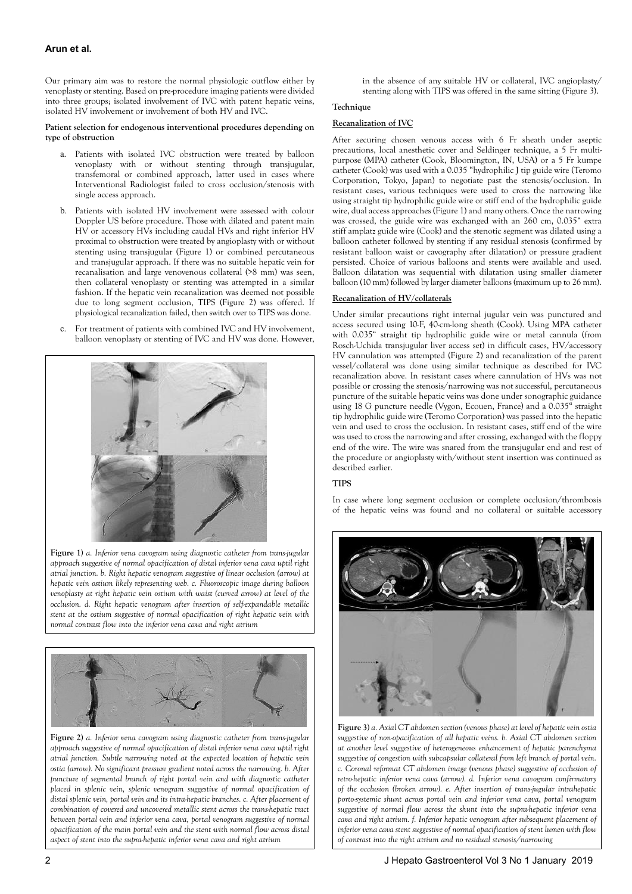Our primary aim was to restore the normal physiologic outflow either by venoplasty or stenting. Based on pre-procedure imaging patients were divided into three groups; isolated involvement of IVC with patent hepatic veins, isolated HV involvement or involvement of both HV and IVC.

**Patient selection for endogenous interventional procedures depending on type of obstruction**

a. Patients with isolated IVC obstruction were treated by balloon venoplasty with or without stenting through transjugular, transfemoral or combined approach, latter used in cases where Interventional Radiologist failed to cross occlusion/stenosis with single access approach.

b. Patients with isolated HV involvement were assessed with colour Doppler US before procedure. Those with dilated and patent main HV or accessory HVs including caudal HVs and right inferior HV proximal to obstruction were treated by angioplasty with or without stenting using transjugular (Figure 1) or combined percutaneous and transjugular approach. If there was no suitable hepatic vein for recanalisation and large venovenous collateral (>8 mm) was seen, then collateral venoplasty or stenting was attempted in a similar fashion. If the hepatic vein recanalization was deemed not possible due to long segment occlusion, TIPS (Figure 2) was offered. If physiological recanalization failed, then switch over to TIPS was done.

c. For treatment of patients with combined IVC and HV involvement, balloon venoplasty or stenting of IVC and HV was done. However, in the absence of any suitable HV or collateral, IVC angioplasty/stenting along with TIPS was offered in the same sitting (Figure 3).

**Figure 1)** *a. Inferior vena cavogram using diagnostic catheter from trans-jugular approach suggestive of normal opacification of distal inferior vena cava uptil right atrial junction. b. Right hepatic venogram suggestive of linear occlusion (arrow) at hepatic vein ostium likely representing web. c. Fluoroscopic image during balloon venoplasty at right hepatic vein ostium with waist (curved arrow) at level of the occlusion. d. Right hepatic venogram after insertion of self-expandable metallic stent at the ostium suggestive of normal opacification of right hepatic vein with normal contrast flow into the inferior vena cava and right atrium*

**Figure 2)** *a. Inferior vena cavogram using diagnostic catheter from trans-jugular approach suggestive of normal opacification of distal inferior vena cava uptil right atrial junction. Subtle narrowing noted at the expected location of hepatic vein ostia (arrow). No significant pressure gradient noted across the narrowing. b. After puncture of segmental branch of right portal vein and with diagnostic catheter placed in splenic vein, splenic venogram suggestive of normal opacification of distal splenic vein, portal vein and its intra-hepatic branches. c. After placement of combination of covered and uncovered metallic stent across the trans-hepatic tract between portal vein and inferior vena cava, portal venogram suggestive of normal opacification of the main portal vein and the stent with normal flow across distal aspect of stent into the supra-hepatic inferior vena cava and right atrium*

**Technique**

**Recanalization of IVC**

After securing chosen venous access with 6 Fr sheath under aseptic precautions, local anesthetic cover and Seldinger technique, a 5 Fr multipurpose (MPA) catheter (Cook, Bloomington, IN, USA) or a 5 Fr kumpe catheter (Cook) was used with a 0.035 "hydrophilic J tip guide wire (Teromo Corporation, Tokyo, Japan) to negotiate past the stenosis/occlusion. In resistant cases, various techniques were used to cross the narrowing like using straight tip hydrophilic guide wire or stiff end of the hydrophilic guide wire, dual access approaches (Figure 1) and many others. Once the narrowing was crossed, the guide wire was exchanged with an 260 cm, 0.035" extra stiff amplatz guide wire (Cook) and the stenotic segment was dilated using a balloon catheter followed by stenting if any residual stenosis (confirmed by resistant balloon waist or cavography after dilatation) or pressure gradient persisted. Choice of various balloons and stents were available and used. Balloon dilatation was sequential with dilatation using smaller diameter balloon (10 mm) followed by larger diameter balloons (maximum up to 26 mm).

**Recanalization of HV/collaterals**

Under similar precautions right internal jugular vein was punctured and access secured using 10-F, 40-cm-long sheath (Cook). Using MPA catheter with 0.035" straight tip hydrophilic guide wire or metal cannula (from Rosch-Uchida transjugular liver access set) in difficult cases, HV/accessory HV cannulation was attempted (Figure 2) and recanalization of the parent vessel/collateral was done using similar technique as described for IVC recanalization above. In resistant cases where cannulation of HVs was not possible or crossing the stenosis/narrowing was not successful, percutaneous puncture of the suitable hepatic veins was done under sonographic guidance using 18 G puncture needle (Vygon, Ecouen, France) and a 0.035" straight tip hydrophilic guide wire (Teromo Corporation) was passed into the hepatic vein and used to cross the occlusion. In resistant cases, stiff end of the wire was used to cross the narrowing and after crossing, exchanged with the floppy end of the wire. The wire was snared from the transjugular end and rest of the procedure or angioplasty with/without stent insertion was continued as described earlier.

**TIPS**

In case where long segment occlusion or complete occlusion/thrombosis of the hepatic veins was found and no collateral or suitable accessory

**Figure 3)** *a. Axial CT abdomen section (venous phase) at level of hepatic vein ostia suggestive of non-opacification of all hepatic veins. b. Axial CT abdomen section at another level suggestive of heterogeneous enhancement of hepatic parenchyma suggestive of congestion with subcapsular collateral from left branch of portal vein. c. Coronal reformat CT abdomen image (venous phase) suggestive of occlusion of retro-hepatic inferior vena cava (arrow). d. Inferior vena cavogram confirmatory of the occlusion (broken arrow). e. After insertion of trans-jugular intrahepatic porto-systemic shunt across portal vein and inferior vena cava, portal venogram suggestive of normal flow across the shunt into the supra-hepatic inferior vena cava and right atrium. f. Inferior hepatic venogram after subsequent placement of inferior vena cava stent suggestive of normal opacification of stent lumen with flow of contrast into the right atrium and no residual stenosis/narrowing*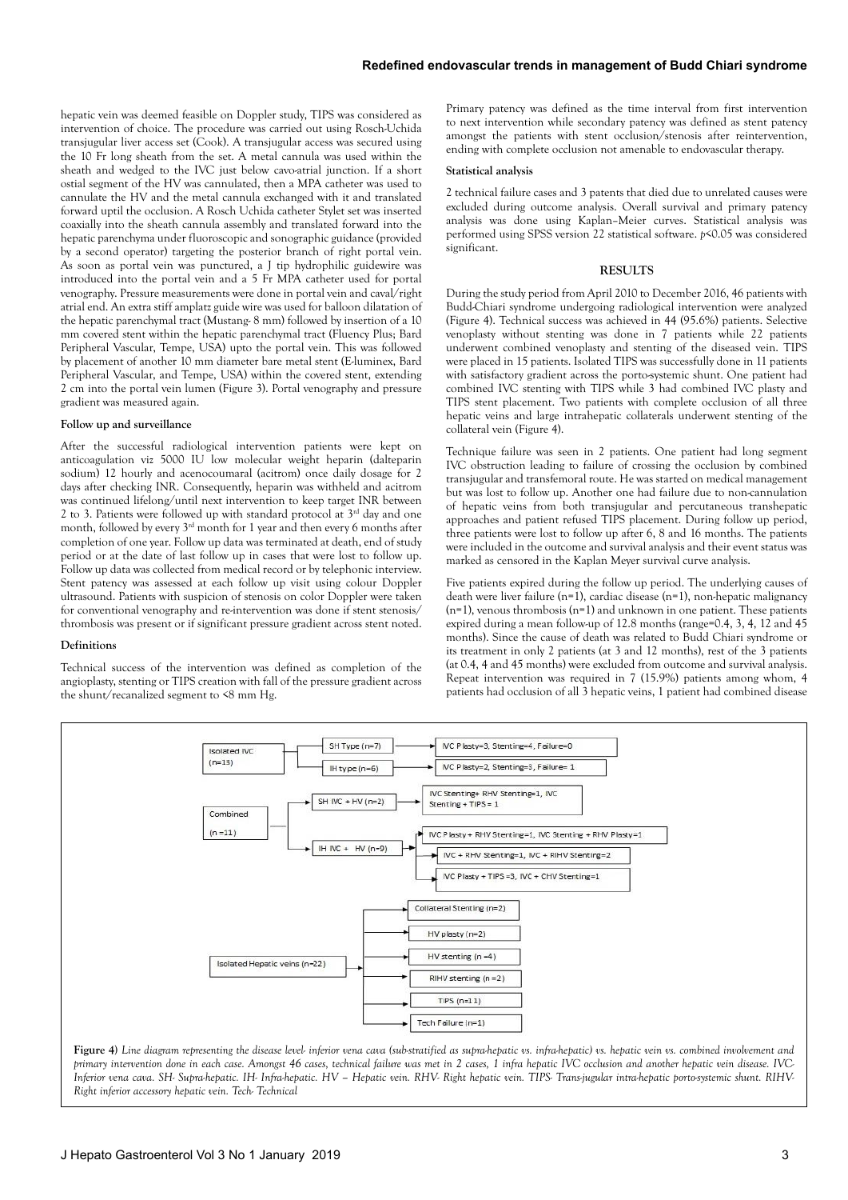hepatic vein was deemed feasible on Doppler study, TIPS was considered as intervention of choice. The procedure was carried out using Rosch-Uchida transjugular liver access set (Cook). A transjugular access was secured using the 10 Fr long sheath from the set. A metal cannula was used within the sheath and wedged to the IVC just below cavo-atrial junction. If a short ostial segment of the HV was cannulated, then a MPA catheter was used to cannulate the HV and the metal cannula exchanged with it and translated forward uptil the occlusion. A Rosch Uchida catheter Stylet set was inserted coaxially into the sheath cannula assembly and translated forward into the hepatic parenchyma under fluoroscopic and sonographic guidance (provided by a second operator) targeting the posterior branch of right portal vein. As soon as portal vein was punctured, a J tip hydrophilic guidewire was introduced into the portal vein and a 5 Fr MPA catheter used for portal venography. Pressure measurements were done in portal vein and caval/right atrial end. An extra stiff amplatz guide wire was used for balloon dilatation of the hepatic parenchymal tract (Mustang- 8 mm) followed by insertion of a 10 mm covered stent within the hepatic parenchymal tract (Fluency Plus; Bard Peripheral Vascular, Tempe, USA) upto the portal vein. This was followed by placement of another 10 mm diameter bare metal stent (E-luminex, Bard Peripheral Vascular, and Tempe, USA) within the covered stent, extending 2 cm into the portal vein lumen (Figure 3). Portal venography and pressure gradient was measured again.

**Follow up and surveillance**

After the successful radiological intervention patients were kept on anticoagulation viz 5000 IU low molecular weight heparin (dalteparin sodium) 12 hourly and acenocoumaral (acitrom) once daily dosage for 2 days after checking INR. Consequently, heparin was withheld and acitrom was continued lifelong/until next intervention to keep target INR between 2 to 3. Patients were followed up with standard protocol at 3rd day and one month, followed by every 3rd month for 1 year and then every 6 months after completion of one year. Follow up data was terminated at death, end of study period or at the date of last follow up in cases that were lost to follow up. Follow up data was collected from medical record or by telephonic interview. Stent patency was assessed at each follow up visit using colour Doppler ultrasound. Patients with suspicion of stenosis on color Doppler were taken for conventional venography and re-intervention was done if stent stenosis/thrombosis was present or if significant pressure gradient across stent noted.

**Definitions**

Technical success of the intervention was defined as completion of the angioplasty, stenting or TIPS creation with fall of the pressure gradient across the shunt/recanalized segment to <8 mm Hg.

Primary patency was defined as the time interval from first intervention to next intervention while secondary patency was defined as stent patency amongst the patients with stent occlusion/stenosis after reintervention, ending with complete occlusion not amenable to endovascular therapy.

**Statistical analysis**

2 technical failure cases and 3 patents that died due to unrelated causes were excluded during outcome analysis. Overall survival and primary patency analysis was done using Kaplan–Meier curves. Statistical analysis was performed using SPSS version 22 statistical software. $p<0.05$ was considered significant.

## RESULTS

During the study period from April 2010 to December 2016, 46 patients with Budd-Chiari syndrome undergoing radiological intervention were analyzed (Figure 4). Technical success was achieved in 44 (95.6%) patients. Selective venoplasty without stenting was done in 7 patients while 22 patients underwent combined venoplasty and stenting of the diseased vein. TIPS were placed in 15 patients. Isolated TIPS was successfully done in 11 patients with satisfactory gradient across the porto-systemic shunt. One patient had combined IVC stenting with TIPS while 3 had combined IVC plasty and TIPS stent placement. Two patients with complete occlusion of all three hepatic veins and large intrahepatic collaterals underwent stenting of the collateral vein (Figure 4).

Technique failure was seen in 2 patients. One patient had long segment IVC obstruction leading to failure of crossing the occlusion by combined transjugular and transfemoral route. He was started on medical management but was lost to follow up. Another one had failure due to non-cannulation of hepatic veins from both transjugular and percutaneous transhepatic approaches and patient refused TIPS placement. During follow up period, three patients were lost to follow up after 6, 8 and 16 months. The patients were included in the outcome and survival analysis and their event status was marked as censored in the Kaplan Meyer survival curve analysis.

Five patients expired during the follow up period. The underlying causes of death were liver failure (n=1), cardiac disease (n=1), non-hepatic malignancy (n=1), venous thrombosis (n=1) and unknown in one patient. These patients expired during a mean follow-up of 12.8 months (range=0.4, 3, 4, 12 and 45 months). Since the cause of death was related to Budd Chiari syndrome or its treatment in only 2 patients (at 3 and 12 months), rest of the 3 patients (at 0.4, 4 and 45 months) were excluded from outcome and survival analysis. Repeat intervention was required in 7 (15.9%) patients among whom, 4 patients had occlusion of all 3 hepatic veins, 1 patient had combined disease

- Isolated IVC (n=13)
  - SH Type (n=7) → IVC Plasty=3, Stenting=4, Failure=0
  - IH type (n=6) → IVC Plasty=2, Stenting=3, Failure= 1
- Combined (n =11)
  - SH IVC + HV (n=2) → IVC Stenting+ RHV Stenting=1, IVC Stenting + TIPS = 1
  - IH IVC + HV (n=9) → IVC Plasty + RHV Stenting=1, IVC Stenting + RHV Plasty=1; IVC + RHV Stenting=1, IVC + RIHV Stenting=2; IVC Plasty + TIPS =3, IVC + CHV Stenting=1
- Isolated Hepatic veins (n=22)
  - Collateral Stenting (n=2)
  - HV plasty (n=2)
  - HV stenting (n =4)
  - RIHV stenting (n =2)
  - TIPS (n=11)
  - Tech Failure (n=1)

**Figure 4)** *Line diagram representing the disease level- inferior vena cava (sub-stratified as supra-hepatic vs. infra-hepatic) vs. hepatic vein vs. combined involvement and primary intervention done in each case. Amongst 46 cases, technical failure was met in 2 cases, 1 infra hepatic IVC occlusion and another hepatic vein disease. IVC- Inferior vena cava. SH- Supra-hepatic. IH- Infra-hepatic. HV – Hepatic vein. RHV- Right hepatic vein. TIPS- Trans-jugular intra-hepatic porto-systemic shunt. RIHV- Right inferior accessory hepatic vein. Tech- Technical*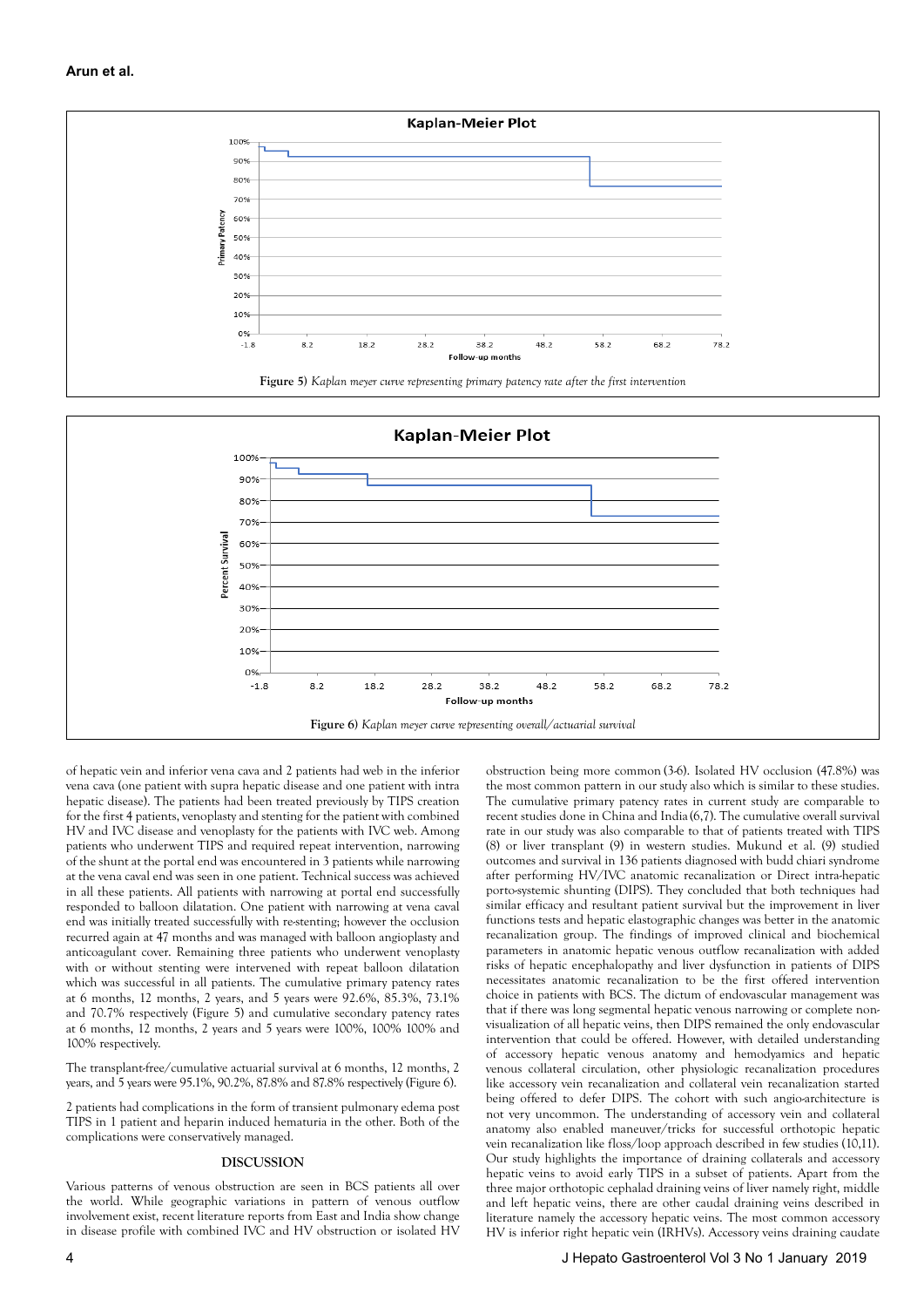**Figure 5)** *Kaplan meyer curve representing primary patency rate after the first intervention*

**Figure 6)** *Kaplan meyer curve representing overall/actuarial survival*

of hepatic vein and inferior vena cava and 2 patients had web in the inferior vena cava (one patient with supra hepatic disease and one patient with intra hepatic disease). The patients had been treated previously by TIPS creation for the first 4 patients, venoplasty and stenting for the patient with combined HV and IVC disease and venoplasty for the patients with IVC web. Among patients who underwent TIPS and required repeat intervention, narrowing of the shunt at the portal end was encountered in 3 patients while narrowing at the vena caval end was seen in one patient. Technical success was achieved in all these patients. All patients with narrowing at portal end successfully responded to balloon dilatation. One patient with narrowing at vena caval end was initially treated successfully with re-stenting; however the occlusion recurred again at 47 months and was managed with balloon angioplasty and anticoagulant cover. Remaining three patients who underwent venoplasty with or without stenting were intervened with repeat balloon dilatation which was successful in all patients. The cumulative primary patency rates at 6 months, 12 months, 2 years, and 5 years were 92.6%, 85.3%, 73.1% and 70.7% respectively (Figure 5) and cumulative secondary patency rates at 6 months, 12 months, 2 years and 5 years were 100%, 100% 100% and 100% respectively.

The transplant-free/cumulative actuarial survival at 6 months, 12 months, 2 years, and 5 years were 95.1%, 90.2%, 87.8% and 87.8% respectively (Figure 6).

2 patients had complications in the form of transient pulmonary edema post TIPS in 1 patient and heparin induced hematuria in the other. Both of the complications were conservatively managed.

## DISCUSSION

Various patterns of venous obstruction are seen in BCS patients all over the world. While geographic variations in pattern of venous outflow involvement exist, recent literature reports from East and India show change in disease profile with combined IVC and HV obstruction or isolated HV obstruction being more common (3-6). Isolated HV occlusion (47.8%) was the most common pattern in our study also which is similar to these studies. The cumulative primary patency rates in current study are comparable to recent studies done in China and India (6,7). The cumulative overall survival rate in our study was also comparable to that of patients treated with TIPS (8) or liver transplant (9) in western studies. Mukund et al. (9) studied outcomes and survival in 136 patients diagnosed with budd chiari syndrome after performing HV/IVC anatomic recanalization or Direct intra-hepatic porto-systemic shunting (DIPS). They concluded that both techniques had similar efficacy and resultant patient survival but the improvement in liver functions tests and hepatic elastographic changes was better in the anatomic recanalization group. The findings of improved clinical and biochemical parameters in anatomic hepatic venous outflow recanalization with added risks of hepatic encephalopathy and liver dysfunction in patients of DIPS necessitates anatomic recanalization to be the first offered intervention choice in patients with BCS. The dictum of endovascular management was that if there was long segmental hepatic venous narrowing or complete non-visualization of all hepatic veins, then DIPS remained the only endovascular intervention that could be offered. However, with detailed understanding of accessory hepatic venous anatomy and hemodyamics and hepatic venous collateral circulation, other physiologic recanalization procedures like accessory vein recanalization and collateral vein recanalization started being offered to defer DIPS. The cohort with such angio-architecture is not very uncommon. The understanding of accessory vein and collateral anatomy also enabled maneuver/tricks for successful orthotopic hepatic vein recanalization like floss/loop approach described in few studies (10,11). Our study highlights the importance of draining collaterals and accessory hepatic veins to avoid early TIPS in a subset of patients. Apart from the three major orthotopic cephalad draining veins of liver namely right, middle and left hepatic veins, there are other caudal draining veins described in literature namely the accessory hepatic veins. The most common accessory HV is inferior right hepatic vein (IRHVs). Accessory veins draining caudate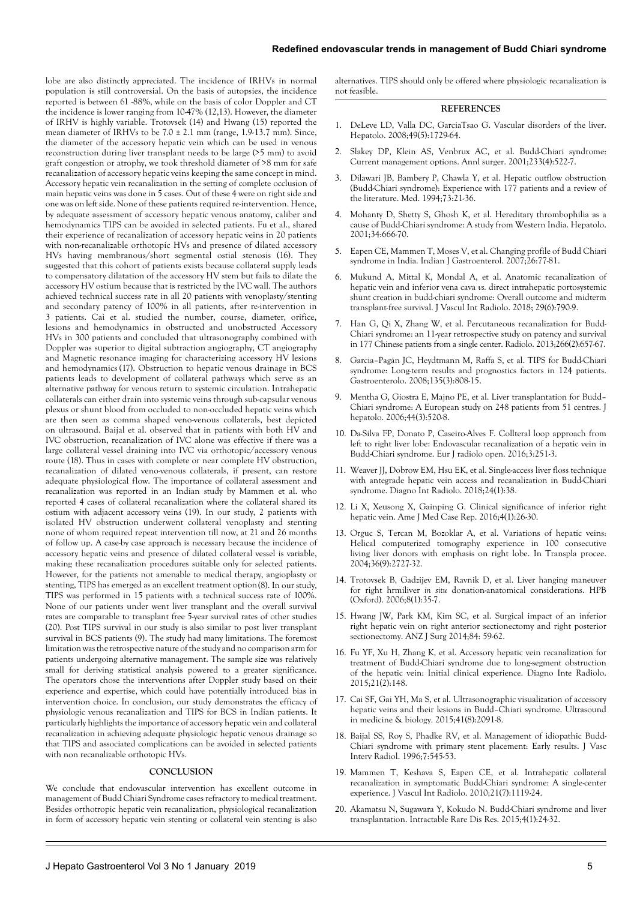lobe are also distinctly appreciated. The incidence of IRHVs in normal population is still controversial. On the basis of autopsies, the incidence reported is between 61 -88%, while on the basis of color Doppler and CT the incidence is lower ranging from 10-47% (12,13). However, the diameter of IRHV is highly variable. Trotovsek (14) and Hwang (15) reported the mean diameter of IRHVs to be 7.0 ± 2.1 mm (range, 1.9-13.7 mm). Since, the diameter of the accessory hepatic vein which can be used in venous reconstruction during liver transplant needs to be large (>5 mm) to avoid graft congestion or atrophy, we took threshold diameter of >8 mm for safe recanalization of accessory hepatic veins keeping the same concept in mind. Accessory hepatic vein recanalization in the setting of complete occlusion of main hepatic veins was done in 5 cases. Out of these 4 were on right side and one was on left side. None of these patients required re-intervention. Hence, by adequate assessment of accessory hepatic venous anatomy, caliber and hemodynamics TIPS can be avoided in selected patients. Fu et al., shared their experience of recanalization of accessory hepatic veins in 20 patients with non-recanalizable orthotopic HVs and presence of dilated accessory HVs having membranous/short segmental ostial stenosis (16). They suggested that this cohort of patients exists because collateral supply leads to compensatory dilatation of the accessory HV stem but fails to dilate the accessory HV ostium because that is restricted by the IVC wall. The authors achieved technical success rate in all 20 patients with venoplasty/stenting and secondary patency of 100% in all patients, after re-intervention in 3 patients. Cai et al. studied the number, course, diameter, orifice, lesions and hemodynamics in obstructed and unobstructed Accessory HVs in 300 patients and concluded that ultrasonography combined with Doppler was superior to digital subtraction angiography, CT angiography and Magnetic resonance imaging for characterizing accessory HV lesions and hemodynamics (17). Obstruction to hepatic venous drainage in BCS patients leads to development of collateral pathways which serve as an alternative pathway for venous return to systemic circulation. Intrahepatic collaterals can either drain into systemic veins through sub-capsular venous plexus or shunt blood from occluded to non-occluded hepatic veins which are then seen as comma shaped veno-venous collaterals, best depicted on ultrasound. Baijal et al. observed that in patients with both HV and IVC obstruction, recanalization of IVC alone was effective if there was a large collateral vessel draining into IVC via orthotopic/accessory venous route (18). Thus in cases with complete or near complete HV obstruction, recanalization of dilated veno-venous collaterals, if present, can restore adequate physiological flow. The importance of collateral assessment and recanalization was reported in an Indian study by Mammen et al. who reported 4 cases of collateral recanalization where the collateral shared its ostium with adjacent accessory veins (19). In our study, 2 patients with isolated HV obstruction underwent collateral venoplasty and stenting none of whom required repeat intervention till now, at 21 and 26 months of follow up. A case-by case approach is necessary because the incidence of accessory hepatic veins and presence of dilated collateral vessel is variable, making these recanalization procedures suitable only for selected patients. However, for the patients not amenable to medical therapy, angioplasty or stenting, TIPS has emerged as an excellent treatment option (8). In our study, TIPS was performed in 15 patients with a technical success rate of 100%. None of our patients under went liver transplant and the overall survival rates are comparable to transplant free 5-year survival rates of other studies (20). Post TIPS survival in our study is also similar to post liver transplant survival in BCS patients (9). The study had many limitations. The foremost limitation was the retrospective nature of the study and no comparison arm for patients undergoing alternative management. The sample size was relatively small for deriving statistical analysis powered to a greater significance. The operators chose the interventions after Doppler study based on their experience and expertise, which could have potentially introduced bias in intervention choice. In conclusion, our study demonstrates the efficacy of physiologic venous recanalization and TIPS for BCS in Indian patients. It particularly highlights the importance of accessory hepatic vein and collateral recanalization in achieving adequate physiologic hepatic venous drainage so that TIPS and associated complications can be avoided in selected patients with non recanalizable orthotopic HVs.

## CONCLUSION

We conclude that endovascular intervention has excellent outcome in management of Budd Chiari Syndrome cases refractory to medical treatment. Besides orthotropic hepatic vein recanalization, physiological recanalization in form of accessory hepatic vein stenting or collateral vein stenting is also alternatives. TIPS should only be offered where physiologic recanalization is not feasible.

## REFERENCES

1. DeLeve LD, Valla DC, GarciaTsao G. Vascular disorders of the liver. Hepatolo. 2008;49(5):1729-64.
2. Slakey DP, Klein AS, Venbrux AC, et al. Budd-Chiari syndrome: Current management options. Annl surger. 2001;233(4):522-7.
3. Dilawari JB, Bambery P, Chawla Y, et al. Hepatic outflow obstruction (Budd-Chiari syndrome): Experience with 177 patients and a review of the literature. Med. 1994;73:21-36.
4. Mohanty D, Shetty S, Ghosh K, et al. Hereditary thrombophilia as a cause of Budd-Chiari syndrome: A study from Western India. Hepatolo. 2001;34:666-70.
5. Eapen CE, Mammen T, Moses V, et al. Changing profile of Budd Chiari syndrome in India. Indian J Gastroenterol. 2007;26:77-81.
6. Mukund A, Mittal K, Mondal A, et al. Anatomic recanalization of hepatic vein and inferior vena cava *vs.* direct intrahepatic portosystemic shunt creation in budd-chiari syndrome: Overall outcome and midterm transplant-free survival. J Vascul Int Radiolo. 2018; 29(6):790-9.
7. Han G, Qi X, Zhang W, et al. Percutaneous recanalization for Budd-Chiari syndrome: an 11-year retrospective study on patency and survival in 177 Chinese patients from a single center. Radiolo. 2013;266(2):657-67.
8. Garcia–Pagán JC, Heydtmann M, Raffa S, et al. TIPS for Budd-Chiari syndrome: Long-term results and prognostics factors in 124 patients. Gastroenterolo. 2008;135(3):808-15.
9. Mentha G, Giostra E, Majno PE, et al. Liver transplantation for Budd–Chiari syndrome: A European study on 248 patients from 51 centres. J hepatolo. 2006;44(3):520-8.
10. Da-Silva FP, Donato P, Caseiro-Alves F. Collteral loop approach from left to right liver lobe: Endovascular recanalization of a hepatic vein in Budd-Chiari syndrome. Eur J radiolo open. 2016;3:251-3.
11. Weaver JJ, Dobrow EM, Hsu EK, et al. Single-access liver floss technique with antegrade hepatic vein access and recanalization in Budd-Chiari syndrome. Diagno Int Radiolo. 2018;24(1):38.
12. Li X, Xeusong X, Gainping G. Clinical significance of inferior right hepatic vein. Ame J Med Case Rep. 2016;4(1):26-30.
13. Orguc S, Tercan M, Bozoklar A, et al. Variations of hepatic veins: Helical computerized tomography experience in 100 consecutive living liver donors with emphasis on right lobe. In Transpla procee. 2004;36(9):2727-32.
14. Trotovsek B, Gadzijev EM, Ravnik D, et al. Liver hanging maneuver for right hrmiliver *in situ* donation-anatomical considerations. HPB (Oxford). 2006;8(1):35-7.
15. Hwang JW, Park KM, Kim SC, et al. Surgical impact of an inferior right hepatic vein on right anterior sectionectomy and right posterior sectionectomy. ANZ J Surg 2014;84: 59-62.
16. Fu YF, Xu H, Zhang K, et al. Accessory hepatic vein recanalization for treatment of Budd-Chiari syndrome due to long-segment obstruction of the hepatic vein: Initial clinical experience. Diagno Inte Radiolo. 2015;21(2):148.
17. Cai SF, Gai YH, Ma S, et al. Ultrasonographic visualization of accessory hepatic veins and their lesions in Budd–Chiari syndrome. Ultrasound in medicine & biology. 2015;41(8):2091-8.
18. Baijal SS, Roy S, Phadke RV, et al. Management of idiopathic Budd-Chiari syndrome with primary stent placement: Early results. J Vasc Interv Radiol. 1996;7:545-53.
19. Mammen T, Keshava S, Eapen CE, et al. Intrahepatic collateral recanalization in symptomatic Budd-Chiari syndrome: A single-center experience. J Vascul Int Radiolo. 2010;21(7):1119-24.
20. Akamatsu N, Sugawara Y, Kokudo N. Budd-Chiari syndrome and liver transplantation. Intractable Rare Dis Res. 2015;4(1):24-32.